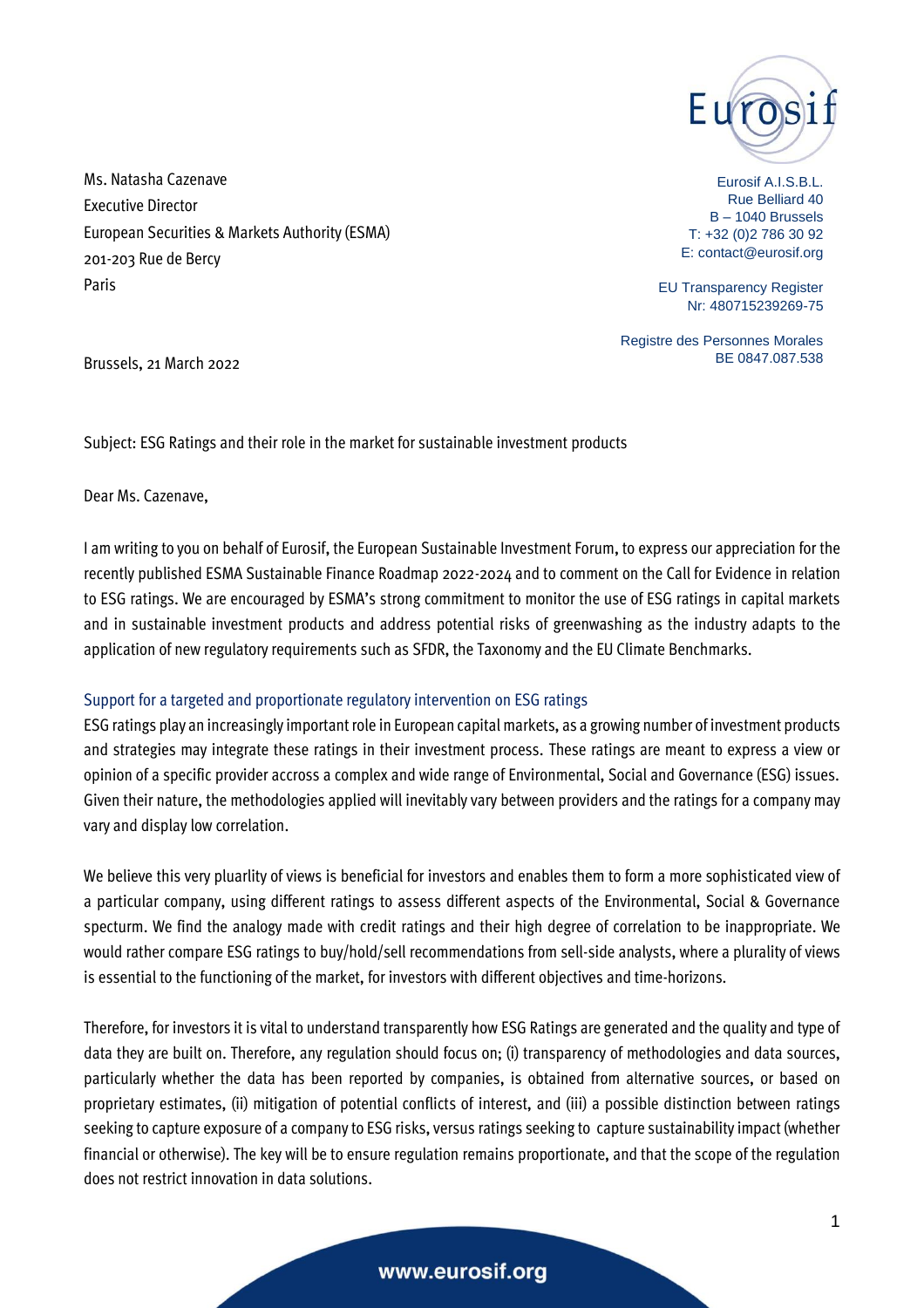Ms. Natasha Cazenave
Executive Director
European Securities & Markets Authority (ESMA)
201-203 Rue de Bercy
Paris

Eurosif A.I.S.B.L.
Rue Belliard 40
B – 1040 Brussels
T: +32 (0)2 786 30 92
E: contact@eurosif.org

EU Transparency Register
Nr: 480715239269-75

Registre des Personnes Morales
BE 0847.087.538

Brussels, 21 March 2022

Subject: ESG Ratings and their role in the market for sustainable investment products

Dear Ms. Cazenave,

I am writing to you on behalf of Eurosif, the European Sustainable Investment Forum, to express our appreciation for the recently published ESMA Sustainable Finance Roadmap 2022-2024 and to comment on the Call for Evidence in relation to ESG ratings. We are encouraged by ESMA's strong commitment to monitor the use of ESG ratings in capital markets and in sustainable investment products and address potential risks of greenwashing as the industry adapts to the application of new regulatory requirements such as SFDR, the Taxonomy and the EU Climate Benchmarks.

## Support for a targeted and proportionate regulatory intervention on ESG ratings

ESG ratings play an increasingly important role in European capital markets, as a growing number of investment products and strategies may integrate these ratings in their investment process. These ratings are meant to express a view or opinion of a specific provider accross a complex and wide range of Environmental, Social and Governance (ESG) issues. Given their nature, the methodologies applied will inevitably vary between providers and the ratings for a company may vary and display low correlation.

We believe this very pluarlity of views is beneficial for investors and enables them to form a more sophisticated view of a particular company, using different ratings to assess different aspects of the Environmental, Social & Governance specturm. We find the analogy made with credit ratings and their high degree of correlation to be inappropriate. We would rather compare ESG ratings to buy/hold/sell recommendations from sell-side analysts, where a plurality of views is essential to the functioning of the market, for investors with different objectives and time-horizons.

Therefore, for investors it is vital to understand transparently how ESG Ratings are generated and the quality and type of data they are built on. Therefore, any regulation should focus on; (i) transparency of methodologies and data sources, particularly whether the data has been reported by companies, is obtained from alternative sources, or based on proprietary estimates, (ii) mitigation of potential conflicts of interest, and (iii) a possible distinction between ratings seeking to capture exposure of a company to ESG risks, versus ratings seeking to capture sustainability impact (whether financial or otherwise). The key will be to ensure regulation remains proportionate, and that the scope of the regulation does not restrict innovation in data solutions.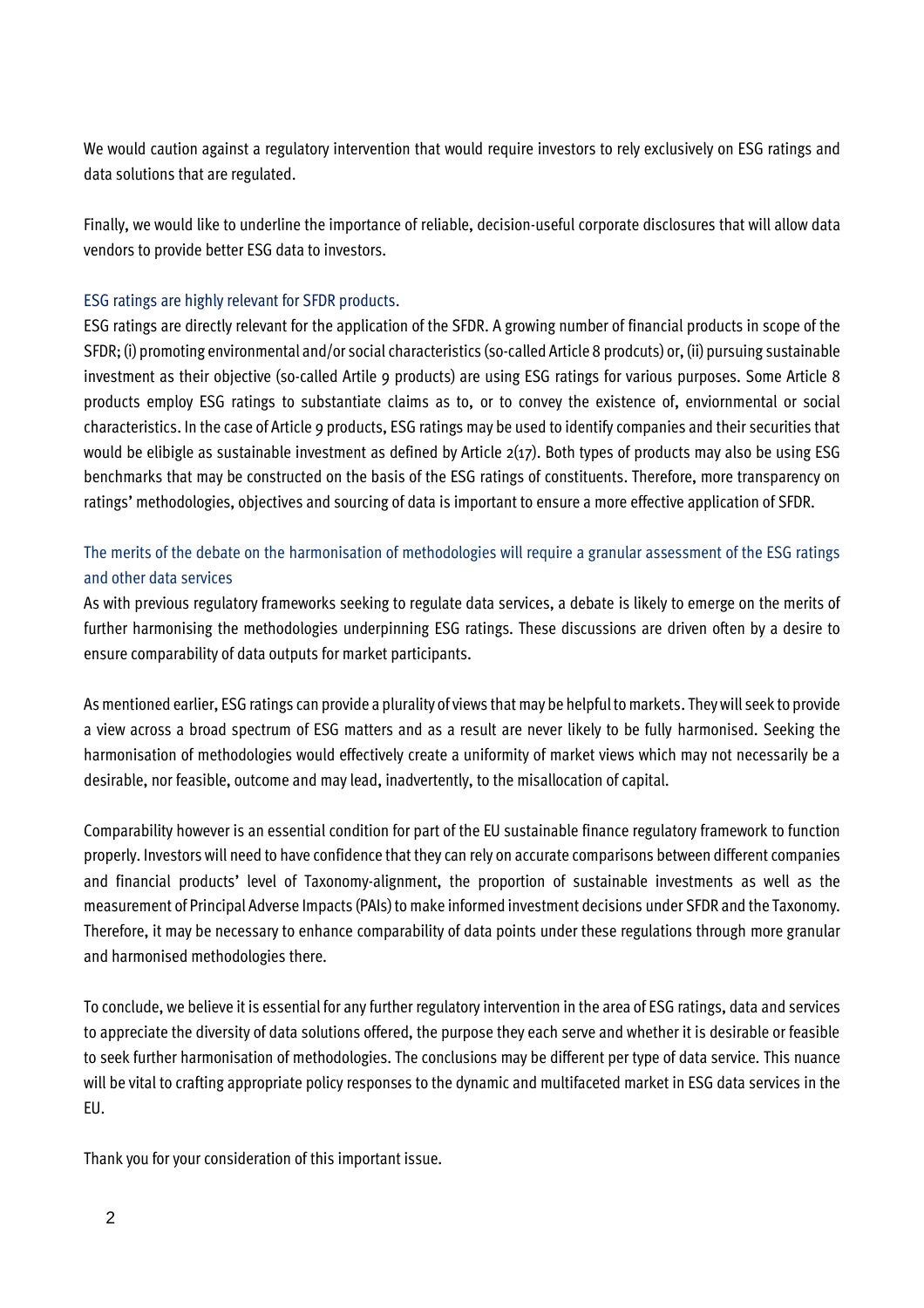We would caution against a regulatory intervention that would require investors to rely exclusively on ESG ratings and data solutions that are regulated.

Finally, we would like to underline the importance of reliable, decision-useful corporate disclosures that will allow data vendors to provide better ESG data to investors.

### ESG ratings are highly relevant for SFDR products.

ESG ratings are directly relevant for the application of the SFDR. A growing number of financial products in scope of the SFDR; (i) promoting environmental and/or social characteristics (so-called Article 8 prodcuts) or, (ii) pursuing sustainable investment as their objective (so-called Artile 9 products) are using ESG ratings for various purposes. Some Article 8 products employ ESG ratings to substantiate claims as to, or to convey the existence of, enviornmental or social characteristics. In the case of Article 9 products, ESG ratings may be used to identify companies and their securities that would be elibigle as sustainable investment as defined by Article 2(17). Both types of products may also be using ESG benchmarks that may be constructed on the basis of the ESG ratings of constituents. Therefore, more transparency on ratings' methodologies, objectives and sourcing of data is important to ensure a more effective application of SFDR.

### The merits of the debate on the harmonisation of methodologies will require a granular assessment of the ESG ratings and other data services

As with previous regulatory frameworks seeking to regulate data services, a debate is likely to emerge on the merits of further harmonising the methodologies underpinning ESG ratings. These discussions are driven often by a desire to ensure comparability of data outputs for market participants.

As mentioned earlier, ESG ratings can provide a plurality of views that may be helpful to markets. They will seek to provide a view across a broad spectrum of ESG matters and as a result are never likely to be fully harmonised. Seeking the harmonisation of methodologies would effectively create a uniformity of market views which may not necessarily be a desirable, nor feasible, outcome and may lead, inadvertently, to the misallocation of capital.

Comparability however is an essential condition for part of the EU sustainable finance regulatory framework to function properly. Investors will need to have confidence that they can rely on accurate comparisons between different companies and financial products' level of Taxonomy-alignment, the proportion of sustainable investments as well as the measurement of Principal Adverse Impacts (PAIs) to make informed investment decisions under SFDR and the Taxonomy. Therefore, it may be necessary to enhance comparability of data points under these regulations through more granular and harmonised methodologies there.

To conclude, we believe it is essential for any further regulatory intervention in the area of ESG ratings, data and services to appreciate the diversity of data solutions offered, the purpose they each serve and whether it is desirable or feasible to seek further harmonisation of methodologies. The conclusions may be different per type of data service. This nuance will be vital to crafting appropriate policy responses to the dynamic and multifaceted market in ESG data services in the EU.

Thank you for your consideration of this important issue.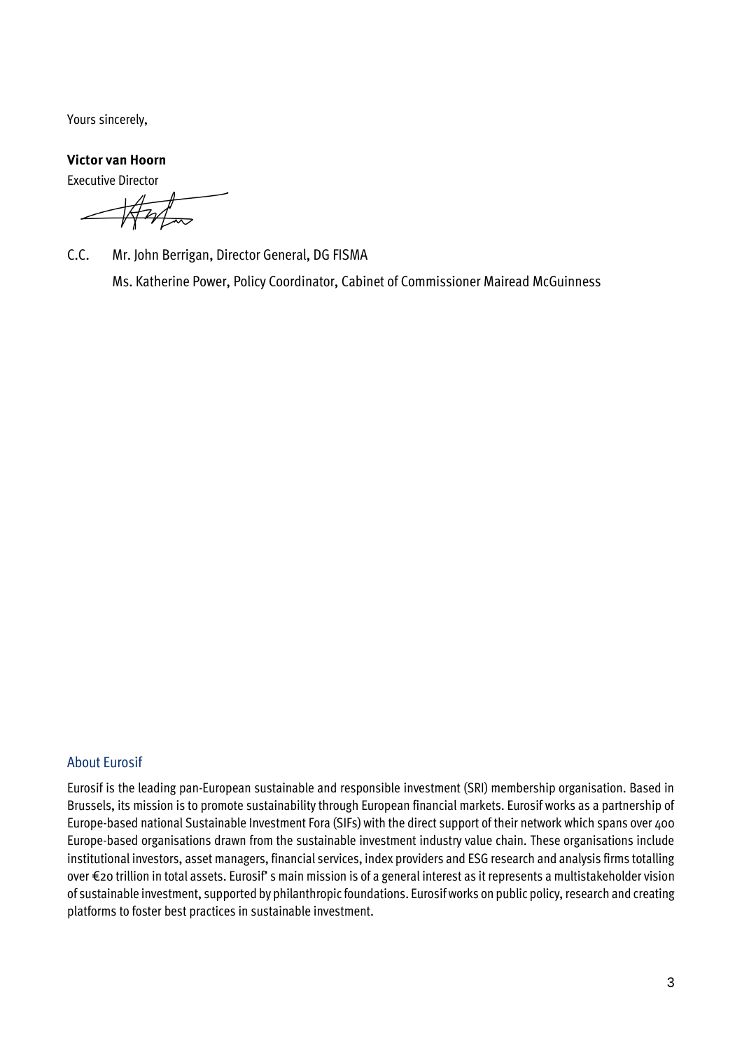Yours sincerely,

**Victor van Hoorn**

Executive Director

C.C. Mr. John Berrigan, Director General, DG FISMA

Ms. Katherine Power, Policy Coordinator, Cabinet of Commissioner Mairead McGuinness

## About Eurosif

Eurosif is the leading pan-European sustainable and responsible investment (SRI) membership organisation. Based in Brussels, its mission is to promote sustainability through European financial markets. Eurosif works as a partnership of Europe-based national Sustainable Investment Fora (SIFs) with the direct support of their network which spans over 400 Europe-based organisations drawn from the sustainable investment industry value chain. These organisations include institutional investors, asset managers, financial services, index providers and ESG research and analysis firms totalling over €20 trillion in total assets. Eurosif' s main mission is of a general interest as it represents a multistakeholder vision of sustainable investment, supported by philanthropic foundations. Eurosif works on public policy, research and creating platforms to foster best practices in sustainable investment.